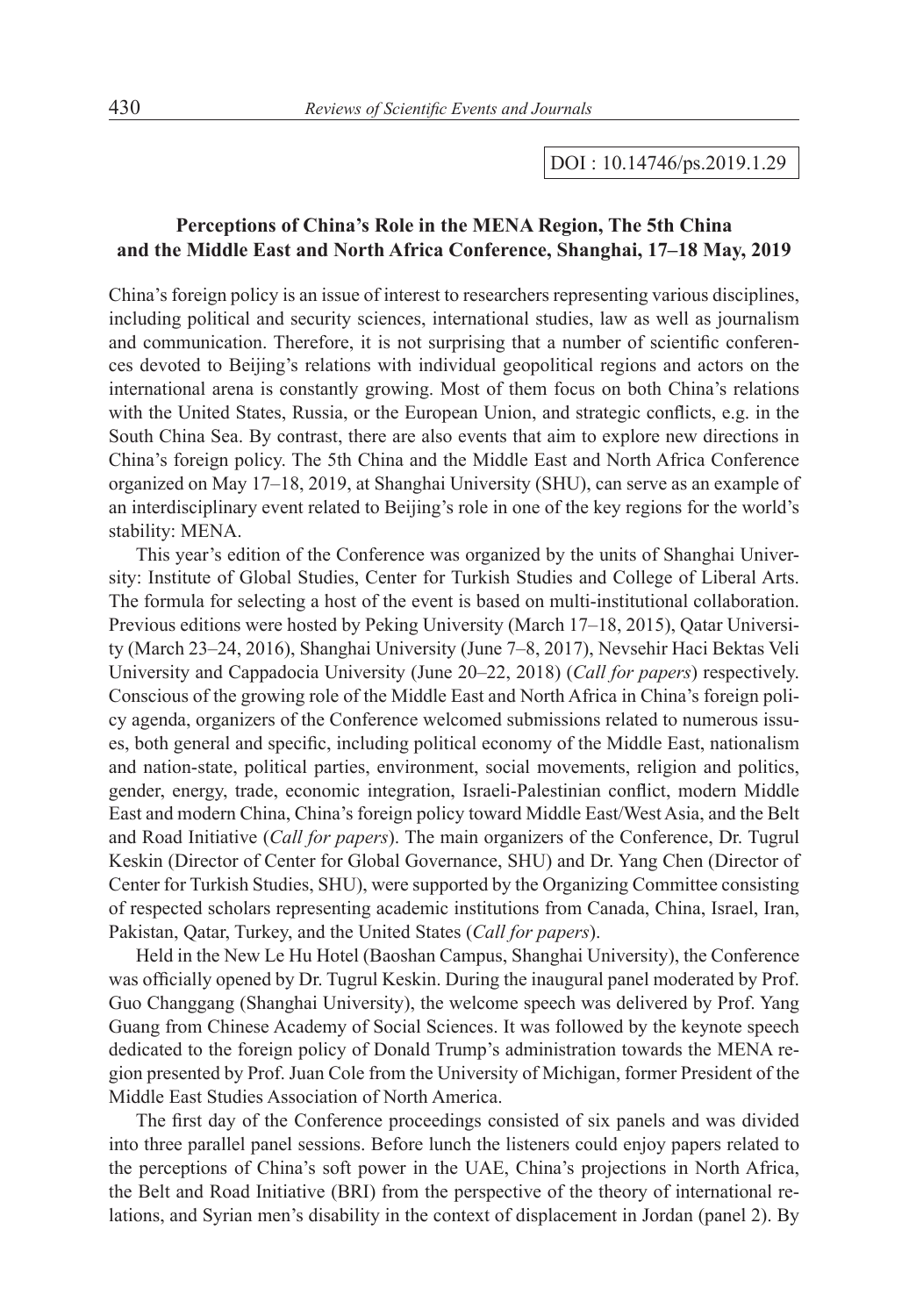DOI : 10.14746/ps.2019.1.29

## Perceptions of China's Role in the MENA Region, The 5th China and the Middle East and North Africa Conference, Shanghai, 17–18 May, 2019

China's foreign policy is an issue of interest to researchers representing various disciplines, including political and security sciences, international studies, law as well as journalism and communication. Therefore, it is not surprising that a number of scientific conferences devoted to Beijing's relations with individual geopolitical regions and actors on the international arena is constantly growing. Most of them focus on both China's relations with the United States, Russia, or the European Union, and strategic conflicts, e.g. in the South China Sea. By contrast, there are also events that aim to explore new directions in China's foreign policy. The 5th China and the Middle East and North Africa Conference organized on May 17–18, 2019, at Shanghai University (SHU), can serve as an example of an interdisciplinary event related to Beijing's role in one of the key regions for the world's stability: MENA.

This year's edition of the Conference was organized by the units of Shanghai University: Institute of Global Studies, Center for Turkish Studies and College of Liberal Arts. The formula for selecting a host of the event is based on multi-institutional collaboration. Previous editions were hosted by Peking University (March 17–18, 2015), Qatar University (March 23–24, 2016), Shanghai University (June 7–8, 2017), Nevsehir Haci Bektas Veli University and Cappadocia University (June 20–22, 2018) (*Call for papers*) respectively. Conscious of the growing role of the Middle East and North Africa in China's foreign policy agenda, organizers of the Conference welcomed submissions related to numerous issues, both general and specific, including political economy of the Middle East, nationalism and nation-state, political parties, environment, social movements, religion and politics, gender, energy, trade, economic integration, Israeli-Palestinian conflict, modern Middle East and modern China, China's foreign policy toward Middle East/West Asia, and the Belt and Road Initiative (*Call for papers*). The main organizers of the Conference, Dr. Tugrul Keskin (Director of Center for Global Governance, SHU) and Dr. Yang Chen (Director of Center for Turkish Studies, SHU), were supported by the Organizing Committee consisting of respected scholars representing academic institutions from Canada, China, Israel, Iran, Pakistan, Qatar, Turkey, and the United States (*Call for papers*).

Held in the New Le Hu Hotel (Baoshan Campus, Shanghai University), the Conference was officially opened by Dr. Tugrul Keskin. During the inaugural panel moderated by Prof. Guo Changgang (Shanghai University), the welcome speech was delivered by Prof. Yang Guang from Chinese Academy of Social Sciences. It was followed by the keynote speech dedicated to the foreign policy of Donald Trump's administration towards the MENA region presented by Prof. Juan Cole from the University of Michigan, former President of the Middle East Studies Association of North America.

The first day of the Conference proceedings consisted of six panels and was divided into three parallel panel sessions. Before lunch the listeners could enjoy papers related to the perceptions of China's soft power in the UAE, China's projections in North Africa, the Belt and Road Initiative (BRI) from the perspective of the theory of international relations, and Syrian men's disability in the context of displacement in Jordan (panel 2). By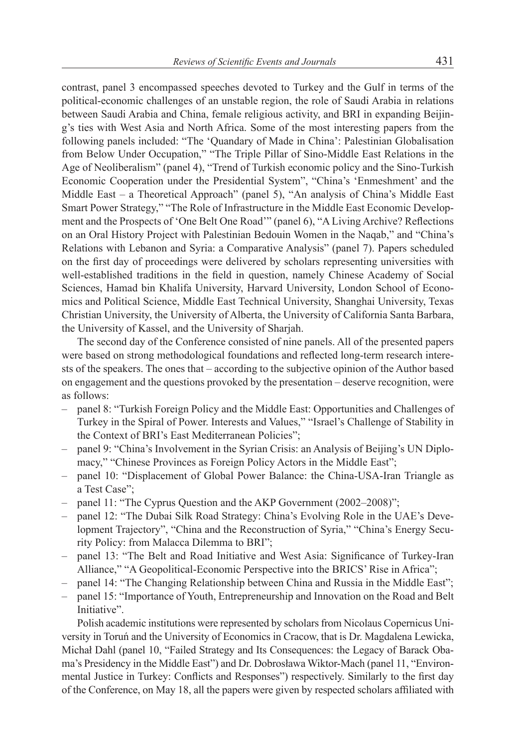contrast, panel 3 encompassed speeches devoted to Turkey and the Gulf in terms of the political-economic challenges of an unstable region, the role of Saudi Arabia in relations between Saudi Arabia and China, female religious activity, and BRI in expanding Beijing's ties with West Asia and North Africa. Some of the most interesting papers from the following panels included: "The 'Quandary of Made in China': Palestinian Globalisation from Below Under Occupation," "The Triple Pillar of Sino-Middle East Relations in the Age of Neoliberalism" (panel 4), "Trend of Turkish economic policy and the Sino-Turkish Economic Cooperation under the Presidential System", "China's 'Enmeshment' and the Middle East – a Theoretical Approach" (panel 5), "An analysis of China's Middle East Smart Power Strategy," "The Role of Infrastructure in the Middle East Economic Development and the Prospects of 'One Belt One Road'" (panel 6), "A Living Archive? Reflections on an Oral History Project with Palestinian Bedouin Women in the Naqab," and "China's Relations with Lebanon and Syria: a Comparative Analysis" (panel 7). Papers scheduled on the first day of proceedings were delivered by scholars representing universities with well-established traditions in the field in question, namely Chinese Academy of Social Sciences, Hamad bin Khalifa University, Harvard University, London School of Economics and Political Science, Middle East Technical University, Shanghai University, Texas Christian University, the University of Alberta, the University of California Santa Barbara, the University of Kassel, and the University of Sharjah.

The second day of the Conference consisted of nine panels. All of the presented papers were based on strong methodological foundations and reflected long-term research interests of the speakers. The ones that – according to the subjective opinion of the Author based on engagement and the questions provoked by the presentation – deserve recognition, were as follows:

- panel 8: "Turkish Foreign Policy and the Middle East: Opportunities and Challenges of Turkey in the Spiral of Power. Interests and Values," "Israel's Challenge of Stability in the Context of BRI's East Mediterranean Policies";
- panel 9: "China's Involvement in the Syrian Crisis: an Analysis of Beijing's UN Diplomacy," "Chinese Provinces as Foreign Policy Actors in the Middle East";
- panel 10: "Displacement of Global Power Balance: the China-USA-Iran Triangle as a Test Case";
- panel 11: "The Cyprus Question and the AKP Government (2002–2008)";
- panel 12: "The Dubai Silk Road Strategy: China's Evolving Role in the UAE's Development Trajectory", "China and the Reconstruction of Syria," "China's Energy Security Policy: from Malacca Dilemma to BRI";
- panel 13: "The Belt and Road Initiative and West Asia: Significance of Turkey-Iran Alliance," "A Geopolitical-Economic Perspective into the BRICS' Rise in Africa";
- panel 14: "The Changing Relationship between China and Russia in the Middle East";
- panel 15: "Importance of Youth, Entrepreneurship and Innovation on the Road and Belt Initiative".

Polish academic institutions were represented by scholars from Nicolaus Copernicus University in Toruń and the University of Economics in Cracow, that is Dr. Magdalena Lewicka, Michał Dahl (panel 10, "Failed Strategy and Its Consequences: the Legacy of Barack Obama's Presidency in the Middle East") and Dr. Dobrosława Wiktor-Mach (panel 11, "Environmental Justice in Turkey: Conflicts and Responses") respectively. Similarly to the first day of the Conference, on May 18, all the papers were given by respected scholars affiliated with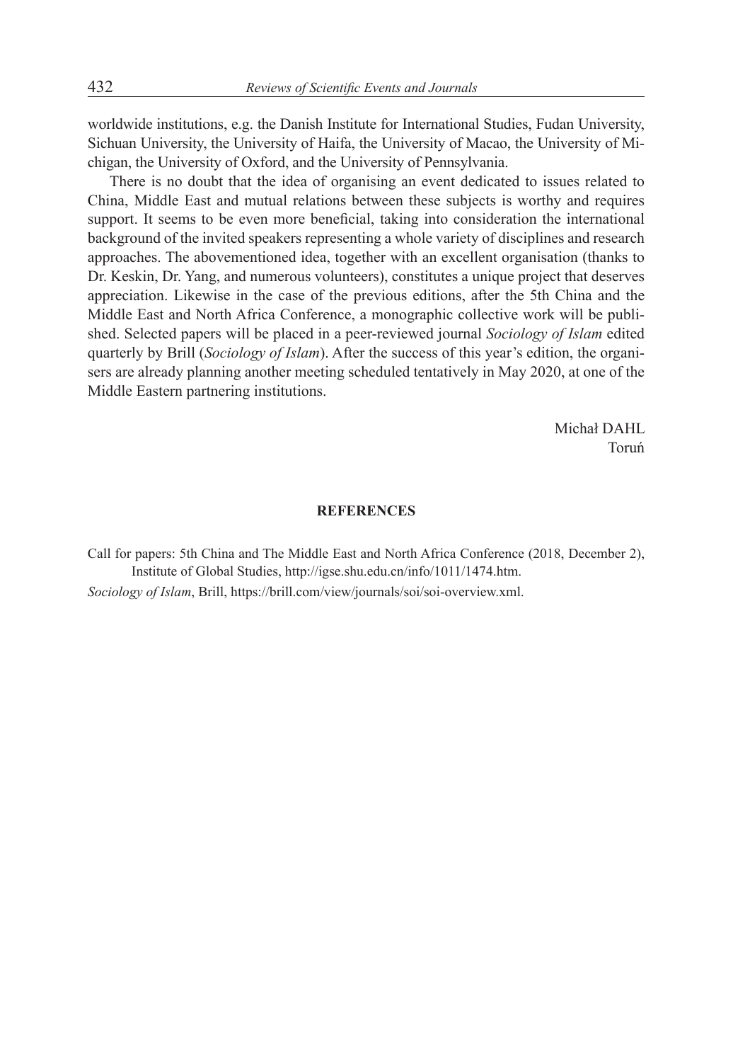worldwide institutions, e.g. the Danish Institute for International Studies, Fudan University, Sichuan University, the University of Haifa, the University of Macao, the University of Michigan, the University of Oxford, and the University of Pennsylvania.

There is no doubt that the idea of organising an event dedicated to issues related to China, Middle East and mutual relations between these subjects is worthy and requires support. It seems to be even more beneficial, taking into consideration the international background of the invited speakers representing a whole variety of disciplines and research approaches. The abovementioned idea, together with an excellent organisation (thanks to Dr. Keskin, Dr. Yang, and numerous volunteers), constitutes a unique project that deserves appreciation. Likewise in the case of the previous editions, after the 5th China and the Middle East and North Africa Conference, a monographic collective work will be published. Selected papers will be placed in a peer-reviewed journal *Sociology of Islam* edited quarterly by Brill (*Sociology of Islam*). After the success of this year's edition, the organisers are already planning another meeting scheduled tentatively in May 2020, at one of the Middle Eastern partnering institutions.

Michał DAHL
Toruń

**REFERENCES**

Call for papers: 5th China and The Middle East and North Africa Conference (2018, December 2), Institute of Global Studies, http://igse.shu.edu.cn/info/1011/1474.htm.

*Sociology of Islam*, Brill, https://brill.com/view/journals/soi/soi-overview.xml.